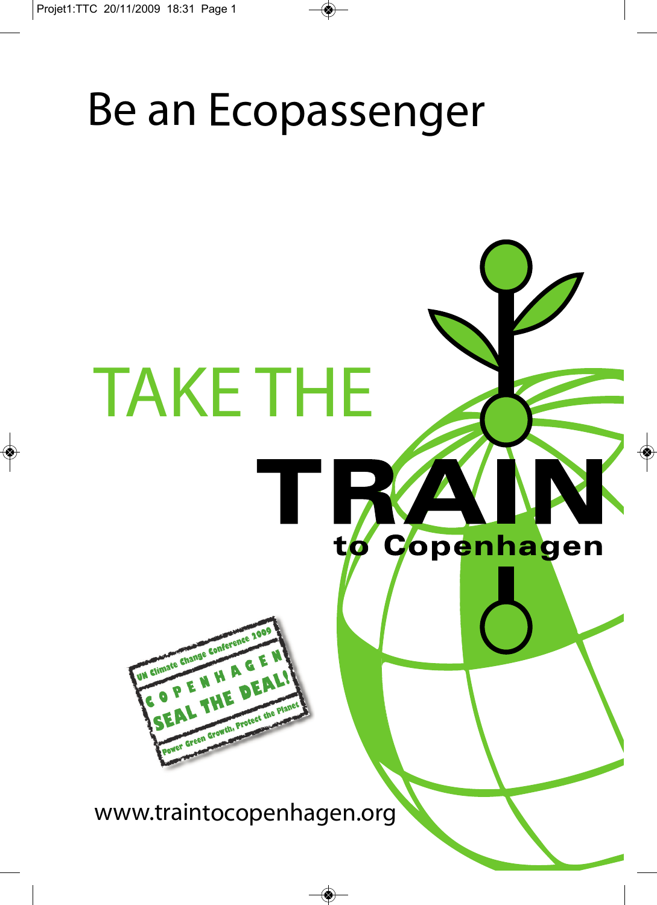# Be an Ecopassenger

## TAKE THE

# TRAIN

**to Copenhagen**

UN Climate Change Conference 2009
COPENHAGEN
SEAL THE DEAL!
Power Green Growth, Protect the Planet

www.traintocopenhagen.org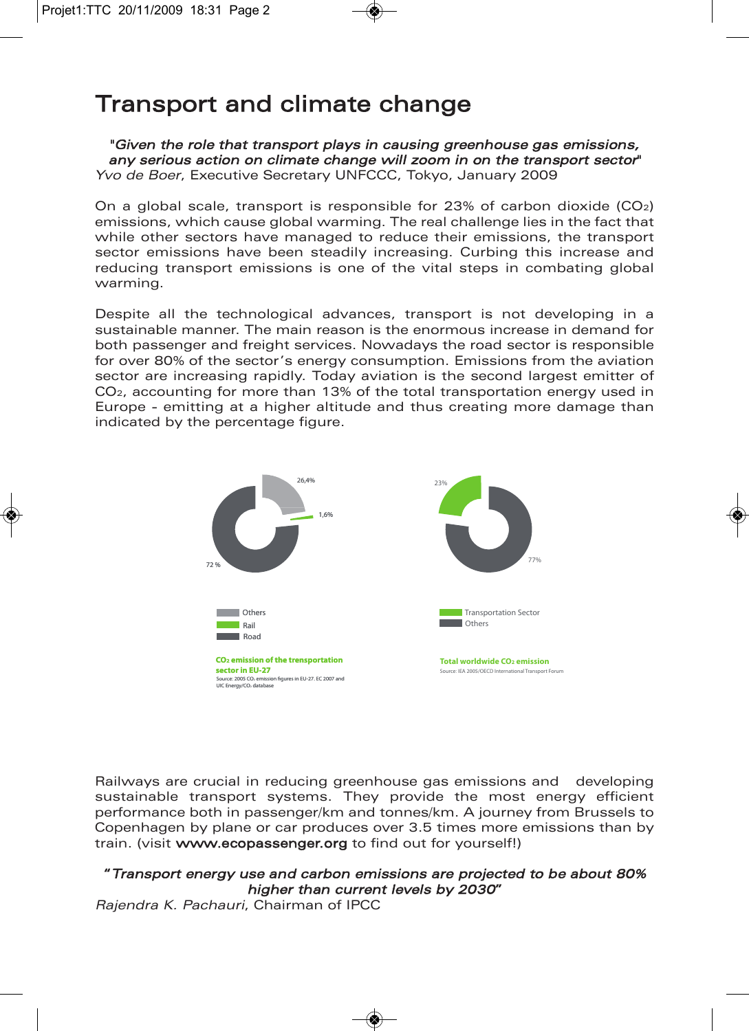# Transport and climate change

"*Given the role that transport plays in causing greenhouse gas emissions, any serious action on climate change will zoom in on the transport sector*"
*Yvo de Boer*, Executive Secretary UNFCCC, Tokyo, January 2009

On a global scale, transport is responsible for 23% of carbon dioxide ($CO_2$) emissions, which cause global warming. The real challenge lies in the fact that while other sectors have managed to reduce their emissions, the transport sector emissions have been steadily increasing. Curbing this increase and reducing transport emissions is one of the vital steps in combating global warming.

Despite all the technological advances, transport is not developing in a sustainable manner. The main reason is the enormous increase in demand for both passenger and freight services. Nowadays the road sector is responsible for over 80% of the sector's energy consumption. Emissions from the aviation sector are increasing rapidly. Today aviation is the second largest emitter of $CO_2$, accounting for more than 13% of the total transportation energy used in Europe - emitting at a higher altitude and thus creating more damage than indicated by the percentage figure.

26,4%
1,6%
72 %

Others
Rail
Road

**$CO_2$ emission of the transportation sector in EU-27**
Source: 2005 $CO_2$ emission figures in EU-27. EC 2007 and UIC Energy/$CO_2$ database

23%
77%

Transportation Sector
Others

**Total worldwide $CO_2$ emission**
Source: IEA 2005/OECD International Transport Forum

Railways are crucial in reducing greenhouse gas emissions and developing sustainable transport systems. They provide the most energy efficient performance both in passenger/km and tonnes/km. A journey from Brussels to Copenhagen by plane or car produces over 3.5 times more emissions than by train. (visit **www.ecopassenger.org** to find out for yourself!)

"*Transport energy use and carbon emissions are projected to be about 80% higher than current levels by 2030*"
*Rajendra K. Pachauri*, Chairman of IPCC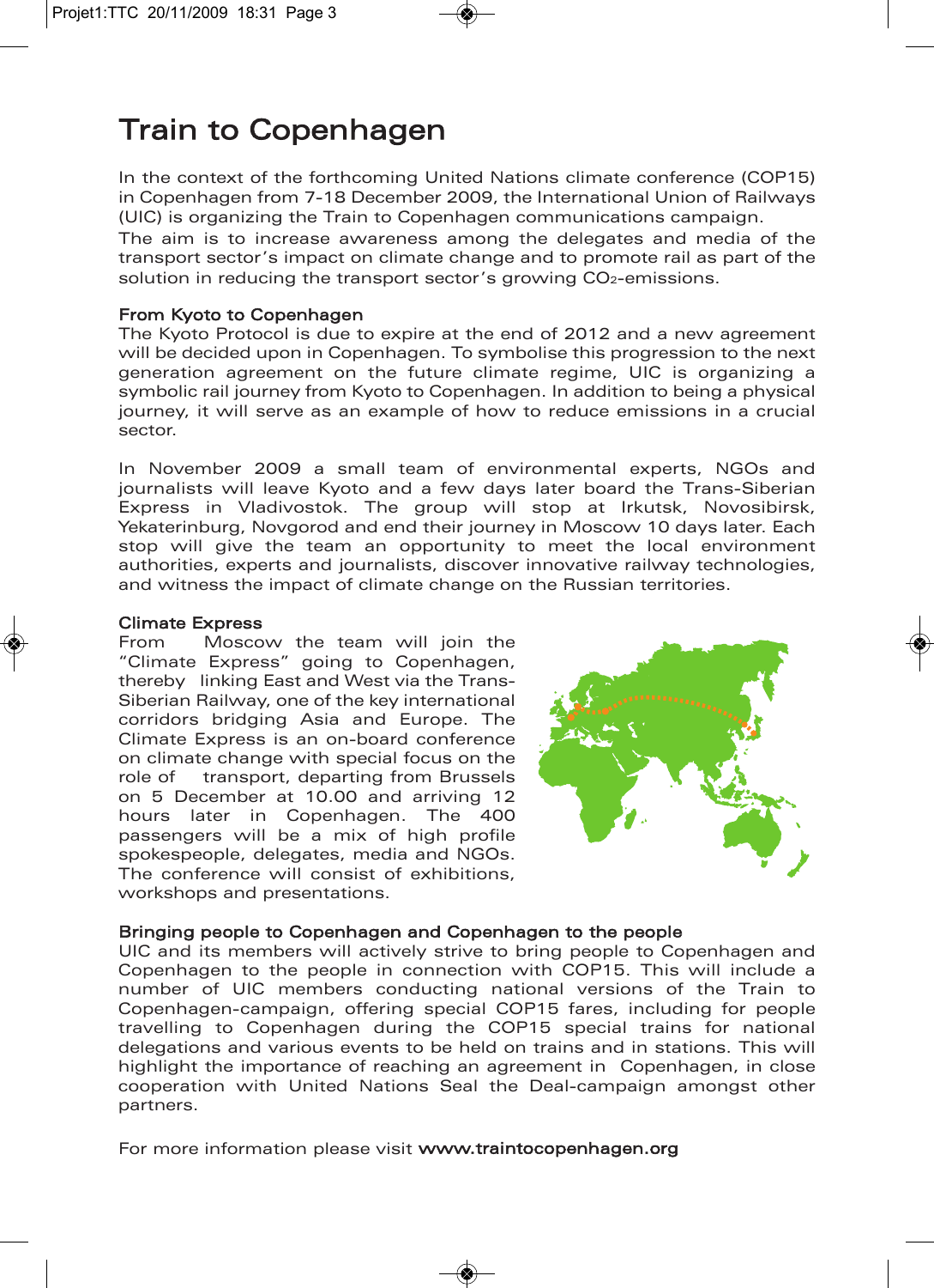# Train to Copenhagen

In the context of the forthcoming United Nations climate conference (COP15) in Copenhagen from 7-18 December 2009, the International Union of Railways (UIC) is organizing the Train to Copenhagen communications campaign.
The aim is to increase awareness among the delegates and media of the transport sector's impact on climate change and to promote rail as part of the solution in reducing the transport sector's growing $CO_2$-emissions.

### From Kyoto to Copenhagen

The Kyoto Protocol is due to expire at the end of 2012 and a new agreement will be decided upon in Copenhagen. To symbolise this progression to the next generation agreement on the future climate regime, UIC is organizing a symbolic rail journey from Kyoto to Copenhagen. In addition to being a physical journey, it will serve as an example of how to reduce emissions in a crucial sector.

In November 2009 a small team of environmental experts, NGOs and journalists will leave Kyoto and a few days later board the Trans-Siberian Express in Vladivostok. The group will stop at Irkutsk, Novosibirsk, Yekaterinburg, Novgorod and end their journey in Moscow 10 days later. Each stop will give the team an opportunity to meet the local environment authorities, experts and journalists, discover innovative railway technologies, and witness the impact of climate change on the Russian territories.

### Climate Express

From Moscow the team will join the "Climate Express" going to Copenhagen, thereby linking East and West via the Trans-Siberian Railway, one of the key international corridors bridging Asia and Europe. The Climate Express is an on-board conference on climate change with special focus on the role of transport, departing from Brussels on 5 December at 10.00 and arriving 12 hours later in Copenhagen. The 400 passengers will be a mix of high profile spokespeople, delegates, media and NGOs. The conference will consist of exhibitions, workshops and presentations.

### Bringing people to Copenhagen and Copenhagen to the people

UIC and its members will actively strive to bring people to Copenhagen and Copenhagen to the people in connection with COP15. This will include a number of UIC members conducting national versions of the Train to Copenhagen-campaign, offering special COP15 fares, including for people travelling to Copenhagen during the COP15 special trains for national delegations and various events to be held on trains and in stations. This will highlight the importance of reaching an agreement in Copenhagen, in close cooperation with United Nations Seal the Deal-campaign amongst other partners.

For more information please visit **www.traintocopenhagen.org**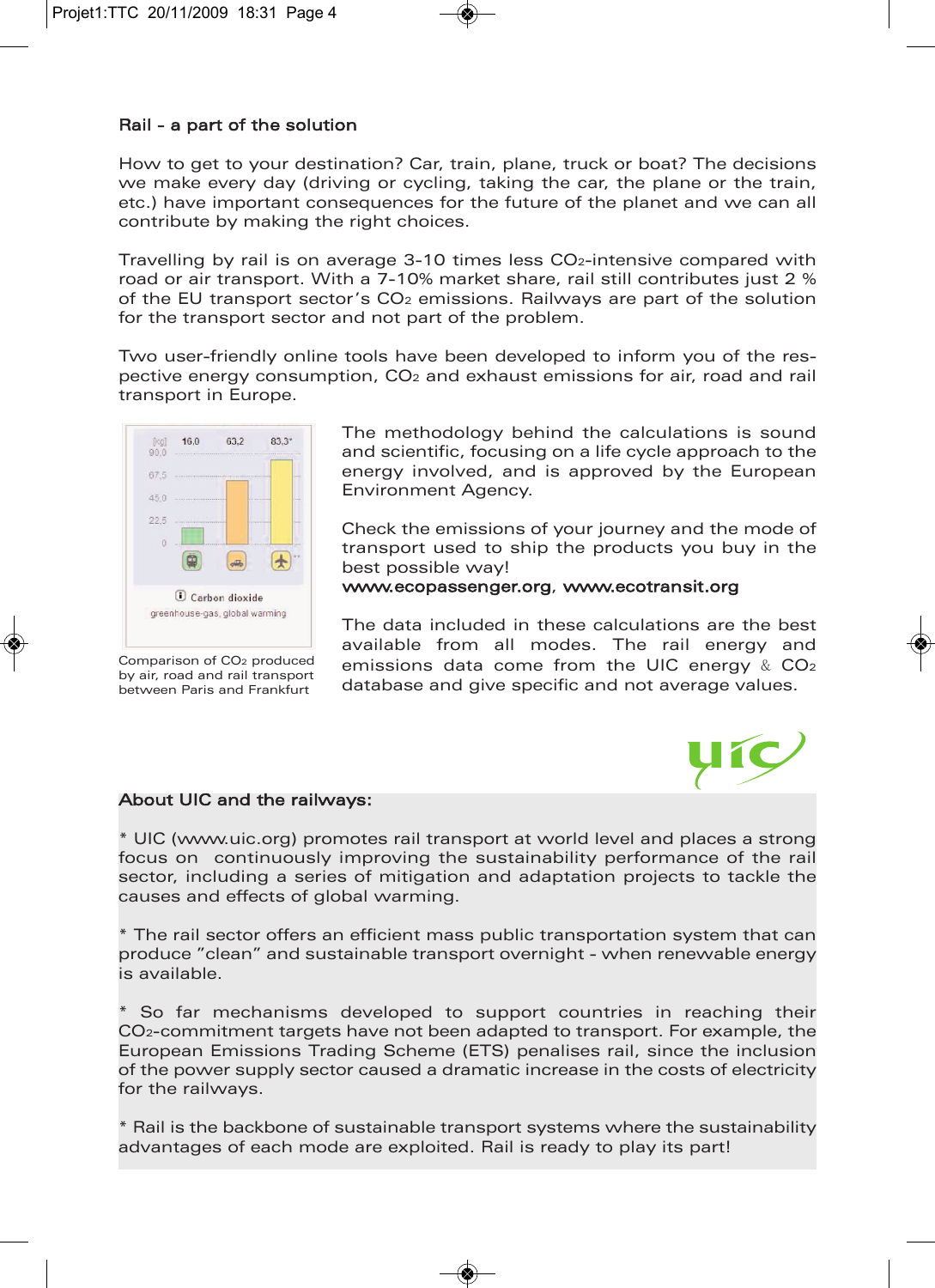## Rail - a part of the solution

How to get to your destination? Car, train, plane, truck or boat? The decisions we make every day (driving or cycling, taking the car, the plane or the train, etc.) have important consequences for the future of the planet and we can all contribute by making the right choices.

Travelling by rail is on average 3-10 times less $CO_2$-intensive compared with road or air transport. With a 7-10% market share, rail still contributes just 2 % of the EU transport sector's $CO_2$ emissions. Railways are part of the solution for the transport sector and not part of the problem.

Two user-friendly online tools have been developed to inform you of the respective energy consumption, $CO_2$ and exhaust emissions for air, road and rail transport in Europe.

[kg]
16,0
63,2
83,3*
90,0
67,5
45,0
22,5
0
Carbon dioxide
greenhouse-gas, global warming

Comparison of $CO_2$ produced by air, road and rail transport between Paris and Frankfurt

The methodology behind the calculations is sound and scientific, focusing on a life cycle approach to the energy involved, and is approved by the European Environment Agency.

Check the emissions of your journey and the mode of transport used to ship the products you buy in the best possible way!
**www.ecopassenger.org**, **www.ecotransit.org**

The data included in these calculations are the best available from all modes. The rail energy and emissions data come from the UIC energy & $CO_2$ database and give specific and not average values.

uic

### About UIC and the railways:

* UIC (www.uic.org) promotes rail transport at world level and places a strong focus on continuously improving the sustainability performance of the rail sector, including a series of mitigation and adaptation projects to tackle the causes and effects of global warming.

* The rail sector offers an efficient mass public transportation system that can produce "clean" and sustainable transport overnight - when renewable energy is available.

* So far mechanisms developed to support countries in reaching their $CO_2$-commitment targets have not been adapted to transport. For example, the European Emissions Trading Scheme (ETS) penalises rail, since the inclusion of the power supply sector caused a dramatic increase in the costs of electricity for the railways.

* Rail is the backbone of sustainable transport systems where the sustainability advantages of each mode are exploited. Rail is ready to play its part!